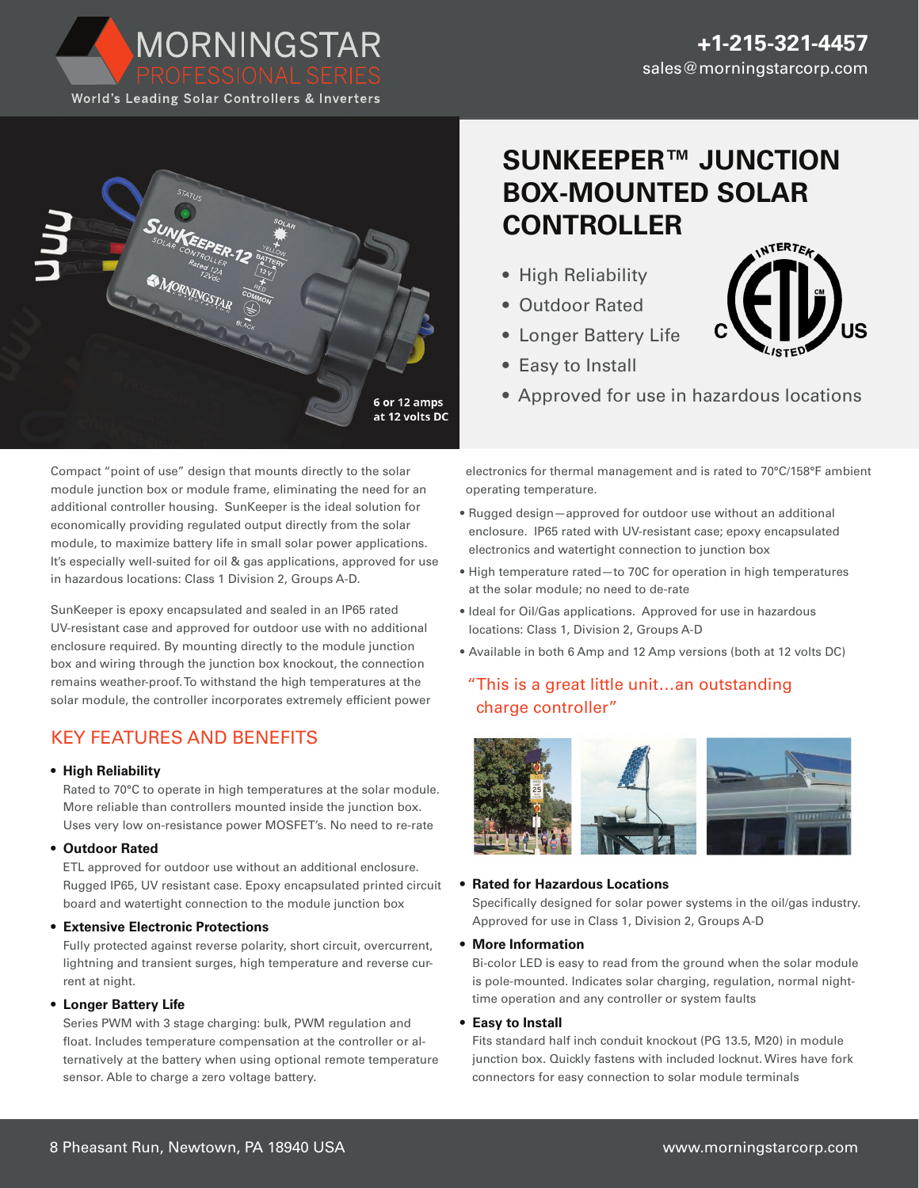MORNINGSTAR PROFESSIONAL SERIES

World's Leading Solar Controllers & Inverters

+1-215-321-4457
sales@morningstarcorp.com

6 or 12 amps at 12 volts DC

# SUNKEEPER™ JUNCTION BOX-MOUNTED SOLAR CONTROLLER

- High Reliability
- Outdoor Rated
- Longer Battery Life
- Easy to Install
- Approved for use in hazardous locations

Compact "point of use" design that mounts directly to the solar module junction box or module frame, eliminating the need for an additional controller housing. SunKeeper is the ideal solution for economically providing regulated output directly from the solar module, to maximize battery life in small solar power applications. It's especially well-suited for oil & gas applications, approved for use in hazardous locations: Class 1 Division 2, Groups A-D.

SunKeeper is epoxy encapsulated and sealed in an IP65 rated UV-resistant case and approved for outdoor use with no additional enclosure required. By mounting directly to the module junction box and wiring through the junction box knockout, the connection remains weather-proof. To withstand the high temperatures at the solar module, the controller incorporates extremely efficient power electronics for thermal management and is rated to 70°C/158°F ambient operating temperature.

- Rugged design—approved for outdoor use without an additional enclosure. IP65 rated with UV-resistant case; epoxy encapsulated electronics and watertight connection to junction box
- High temperature rated—to 70C for operation in high temperatures at the solar module; no need to de-rate
- Ideal for Oil/Gas applications. Approved for use in hazardous locations: Class 1, Division 2, Groups A-D
- Available in both 6 Amp and 12 Amp versions (both at 12 volts DC)

"This is a great little unit…an outstanding charge controller"

## KEY FEATURES AND BENEFITS

- **High Reliability**
  Rated to 70°C to operate in high temperatures at the solar module. More reliable than controllers mounted inside the junction box. Uses very low on-resistance power MOSFET's. No need to re-rate
- **Outdoor Rated**
  ETL approved for outdoor use without an additional enclosure. Rugged IP65, UV resistant case. Epoxy encapsulated printed circuit board and watertight connection to the module junction box
- **Extensive Electronic Protections**
  Fully protected against reverse polarity, short circuit, overcurrent, lightning and transient surges, high temperature and reverse current at night.
- **Longer Battery Life**
  Series PWM with 3 stage charging: bulk, PWM regulation and float. Includes temperature compensation at the controller or alternatively at the battery when using optional remote temperature sensor. Able to charge a zero voltage battery.
- **Rated for Hazardous Locations**
  Specifically designed for solar power systems in the oil/gas industry. Approved for use in Class 1, Division 2, Groups A-D
- **More Information**
  Bi-color LED is easy to read from the ground when the solar module is pole-mounted. Indicates solar charging, regulation, normal night-time operation and any controller or system faults
- **Easy to Install**
  Fits standard half inch conduit knockout (PG 13.5, M20) in module junction box. Quickly fastens with included locknut. Wires have fork connectors for easy connection to solar module terminals

8 Pheasant Run, Newtown, PA 18940 USA

www.morningstarcorp.com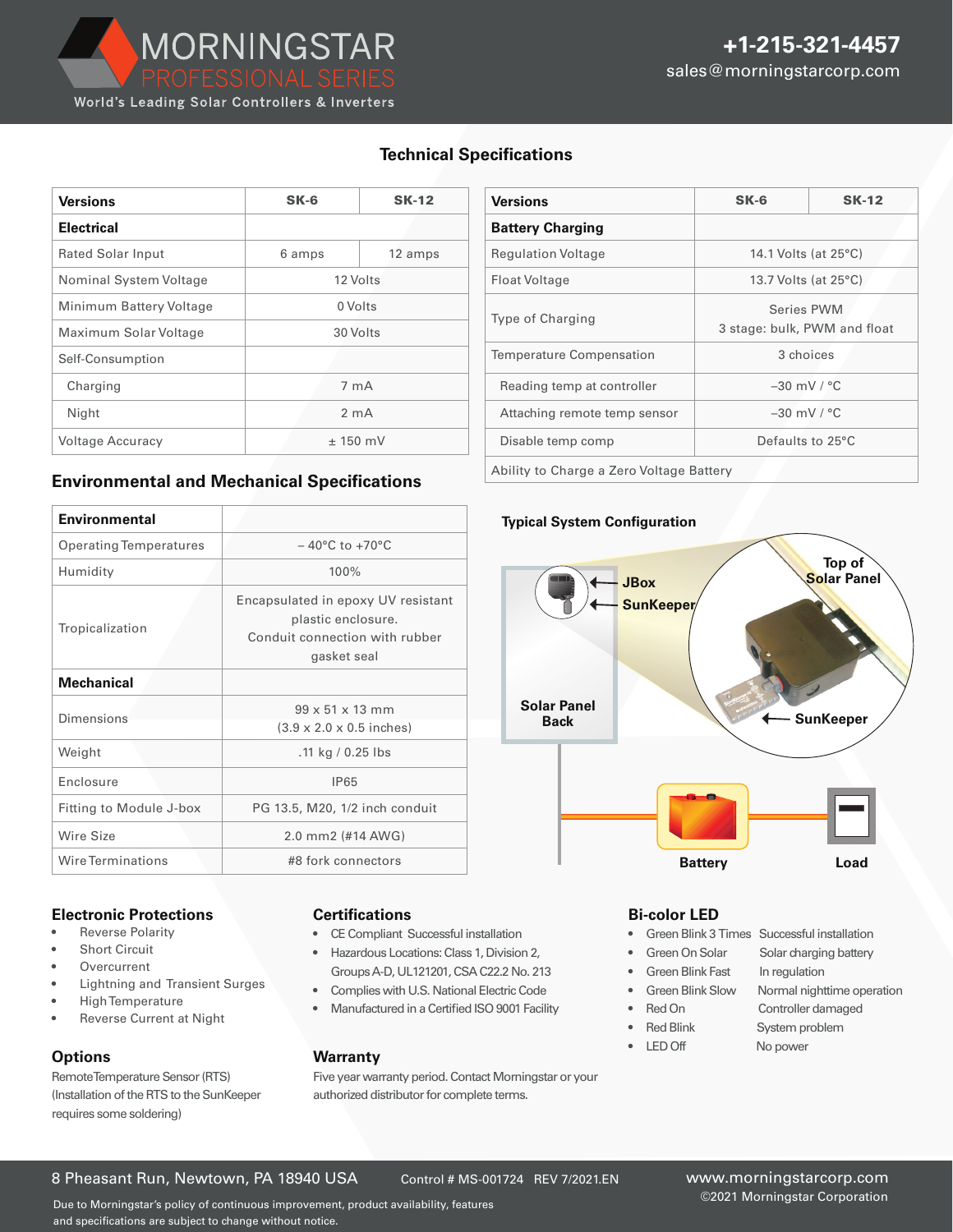# Technical Specifications

| Versions | SK-6 | SK-12 |
|---|---|---|
| **Electrical** | | |
| Rated Solar Input | 6 amps | 12 amps |
| Nominal System Voltage | 12 Volts | |
| Minimum Battery Voltage | 0 Volts | |
| Maximum Solar Voltage | 30 Volts | |
| Self-Consumption | | |
| Charging | 7 mA | |
| Night | 2 mA | |
| Voltage Accuracy | ± 150 mV | |

| Versions | SK-6 | SK-12 |
|---|---|---|
| **Battery Charging** | | |
| Regulation Voltage | 14.1 Volts (at 25°C) | |
| Float Voltage | 13.7 Volts (at 25°C) | |
| Type of Charging | Series PWM<br>3 stage: bulk, PWM and float | |
| Temperature Compensation | 3 choices | |
| Reading temp at controller | –30 mV / °C | |
| Attaching remote temp sensor | –30 mV / °C | |
| Disable temp comp | Defaults to 25°C | |
| Ability to Charge a Zero Voltage Battery | | |

## Environmental and Mechanical Specifications

| **Environmental** | |
|---|---|
| Operating Temperatures | – 40°C to +70°C |
| Humidity | 100% |
| Tropicalization | Encapsulated in epoxy UV resistant plastic enclosure.<br>Conduit connection with rubber gasket seal |
| **Mechanical** | |
| Dimensions | 99 x 51 x 13 mm<br>(3.9 x 2.0 x 0.5 inches) |
| Weight | .11 kg / 0.25 lbs |
| Enclosure | IP65 |
| Fitting to Module J-box | PG 13.5, M20, 1/2 inch conduit |
| Wire Size | 2.0 mm2 (#14 AWG) |
| Wire Terminations | #8 fork connectors |

## Typical System Configuration

JBox
SunKeeper
Top of Solar Panel
Solar Panel Back
SunKeeper
Battery
Load

## Electronic Protections

- Reverse Polarity
- Short Circuit
- Overcurrent
- Lightning and Transient Surges
- High Temperature
- Reverse Current at Night

## Options

Remote Temperature Sensor (RTS) (Installation of the RTS to the SunKeeper requires some soldering)

## Certifications

- CE Compliant Successful installation
- Hazardous Locations: Class 1, Division 2, Groups A-D, UL121201, CSA C22.2 No. 213
- Complies with U.S. National Electric Code
- Manufactured in a Certified ISO 9001 Facility

## Warranty

Five year warranty period. Contact Morningstar or your authorized distributor for complete terms.

## Bi-color LED

- Green Blink 3 Times — Successful installation
- Green On Solar — Solar charging battery
- Green Blink Fast — In regulation
- Green Blink Slow — Normal nighttime operation
- Red On — Controller damaged
- Red Blink — System problem
- LED Off — No power

8 Pheasant Run, Newtown, PA 18940 USA  Control # MS-001724 REV 7/2021.EN  www.morningstarcorp.com ©2021 Morningstar Corporation

Due to Morningstar's policy of continuous improvement, product availability, features and specifications are subject to change without notice.